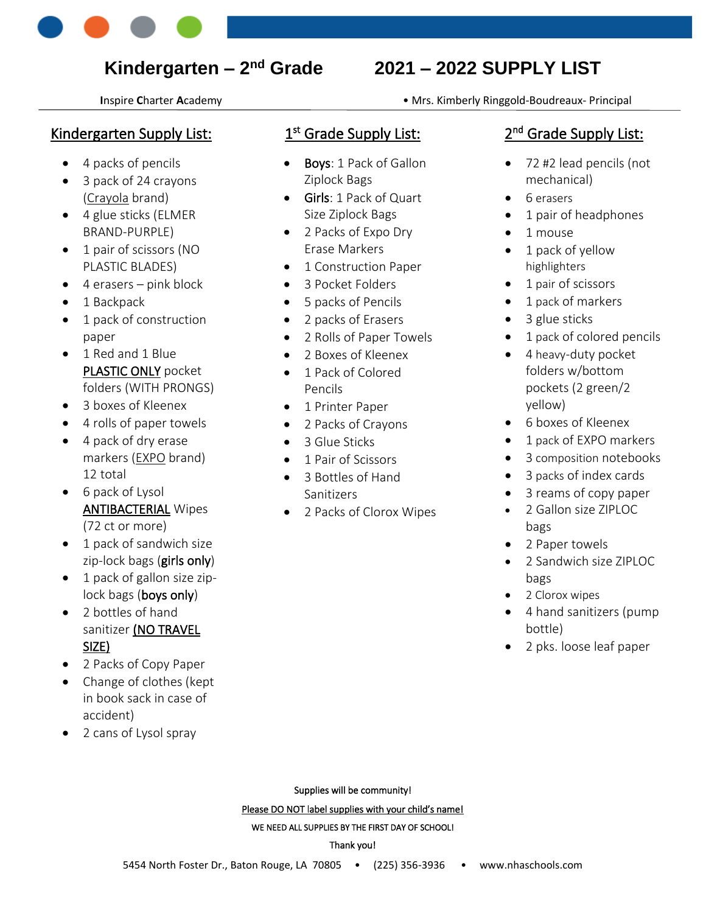# Kindergarten – 2nd Grade 2021 – 2022 SUPPLY LIST

**I**nspire **C**harter **A**cademy • Mrs. Kimberly Ringgold-Boudreaux- Principal

## Kindergarten Supply List:

- 4 packs of pencils
- 3 pack of 24 crayons (Crayola brand)
- 4 glue sticks (ELMER BRAND-PURPLE)
- 1 pair of scissors (NO PLASTIC BLADES)
- 4 erasers – pink block
- 1 Backpack
- 1 pack of construction paper
- 1 Red and 1 Blue PLASTIC ONLY pocket folders (WITH PRONGS)
- 3 boxes of Kleenex
- 4 rolls of paper towels
- 4 pack of dry erase markers (EXPO brand) 12 total
- 6 pack of Lysol ANTIBACTERIAL Wipes (72 ct or more)
- 1 pack of sandwich size zip-lock bags (**girls only**)
- 1 pack of gallon size zip-lock bags (**boys only**)
- 2 bottles of hand sanitizer **(NO TRAVEL SIZE)**
- 2 Packs of Copy Paper
- Change of clothes (kept in book sack in case of accident)
- 2 cans of Lysol spray

## 1st Grade Supply List:

- Boys: 1 Pack of Gallon Ziplock Bags
- Girls: 1 Pack of Quart Size Ziplock Bags
- 2 Packs of Expo Dry Erase Markers
- 1 Construction Paper
- 3 Pocket Folders
- 5 packs of Pencils
- 2 packs of Erasers
- 2 Rolls of Paper Towels
- 2 Boxes of Kleenex
- 1 Pack of Colored Pencils
- 1 Printer Paper
- 2 Packs of Crayons
- 3 Glue Sticks
- 1 Pair of Scissors
- 3 Bottles of Hand Sanitizers
- 2 Packs of Clorox Wipes

## 2nd Grade Supply List:

- 72 #2 lead pencils (not mechanical)
- 6 erasers
- 1 pair of headphones
- 1 mouse
- 1 pack of yellow highlighters
- 1 pair of scissors
- 1 pack of markers
- 3 glue sticks
- 1 pack of colored pencils
- 4 heavy-duty pocket folders w/bottom pockets (2 green/2 yellow)
- 6 boxes of Kleenex
- 1 pack of EXPO markers
- 3 composition notebooks
- 3 packs of index cards
- 3 reams of copy paper
- 2 Gallon size ZIPLOC bags
- 2 Paper towels
- 2 Sandwich size ZIPLOC bags
- 2 Clorox wipes
- 4 hand sanitizers (pump bottle)
- 2 pks. loose leaf paper

Supplies will be community!

Please DO NOT label supplies with your child's name!

WE NEED ALL SUPPLIES BY THE FIRST DAY OF SCHOOL!

Thank you!

5454 North Foster Dr., Baton Rouge, LA 70805 • (225) 356-3936 • www.nhaschools.com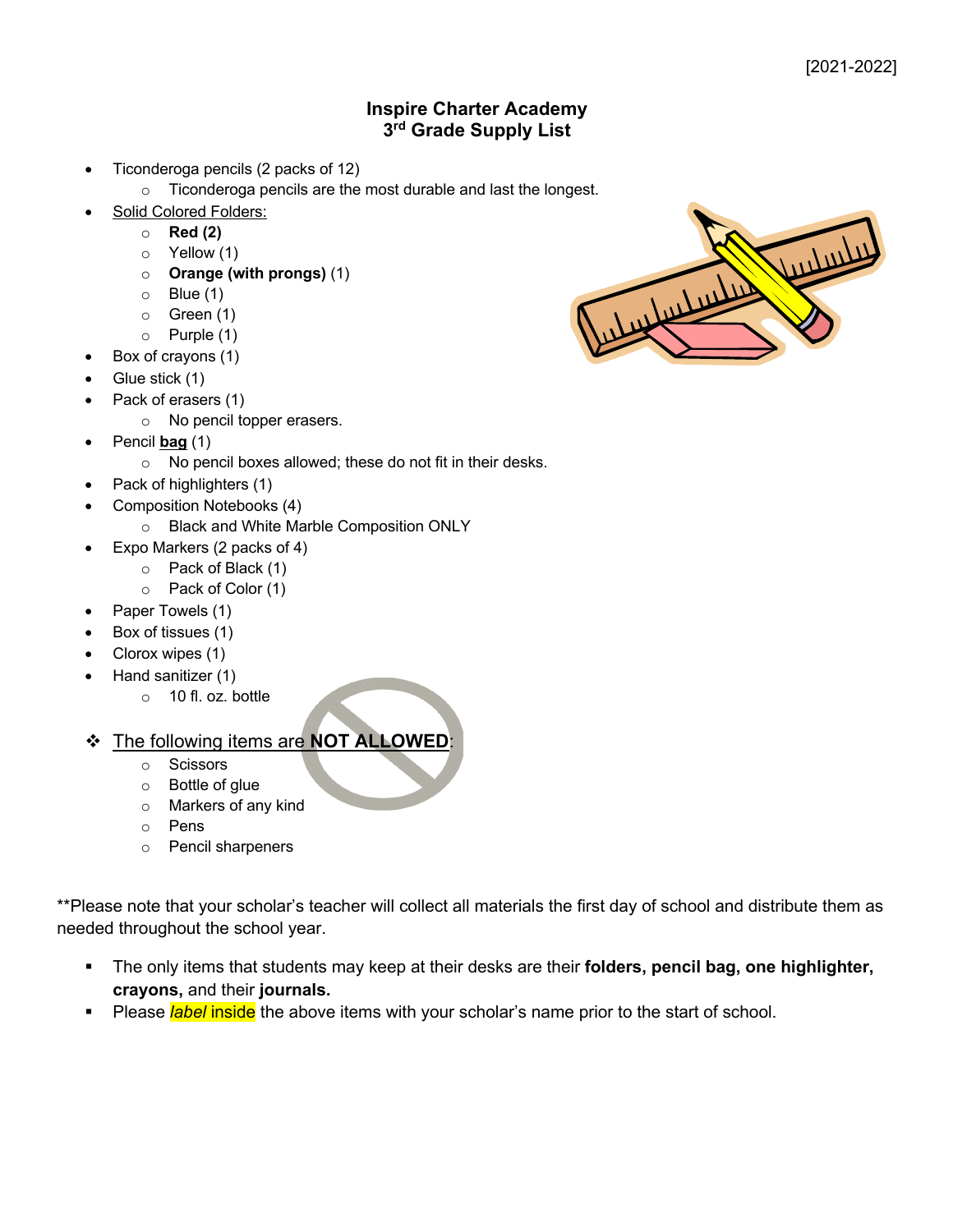[2021-2022]

# Inspire Charter Academy
## 3rd Grade Supply List

- Ticonderoga pencils (2 packs of 12)
  - Ticonderoga pencils are the most durable and last the longest.
- Solid Colored Folders:
  - **Red (2)**
  - Yellow (1)
  - **Orange (with prongs)** (1)
  - Blue (1)
  - Green (1)
  - Purple (1)
- Box of crayons (1)
- Glue stick (1)
- Pack of erasers (1)
  - No pencil topper erasers.
- Pencil **bag** (1)
  - No pencil boxes allowed; these do not fit in their desks.
- Pack of highlighters (1)
- Composition Notebooks (4)
  - Black and White Marble Composition ONLY
- Expo Markers (2 packs of 4)
  - Pack of Black (1)
  - Pack of Color (1)
- Paper Towels (1)
- Box of tissues (1)
- Clorox wipes (1)
- Hand sanitizer (1)
  - 10 fl. oz. bottle

❖ The following items are **NOT ALLOWED**:
  - Scissors
  - Bottle of glue
  - Markers of any kind
  - Pens
  - Pencil sharpeners

**Please note that your scholar's teacher will collect all materials the first day of school and distribute them as needed throughout the school year.

- The only items that students may keep at their desks are their **folders, pencil bag, one highlighter, crayons,** and their **journals.**
- Please *label* inside the above items with your scholar's name prior to the start of school.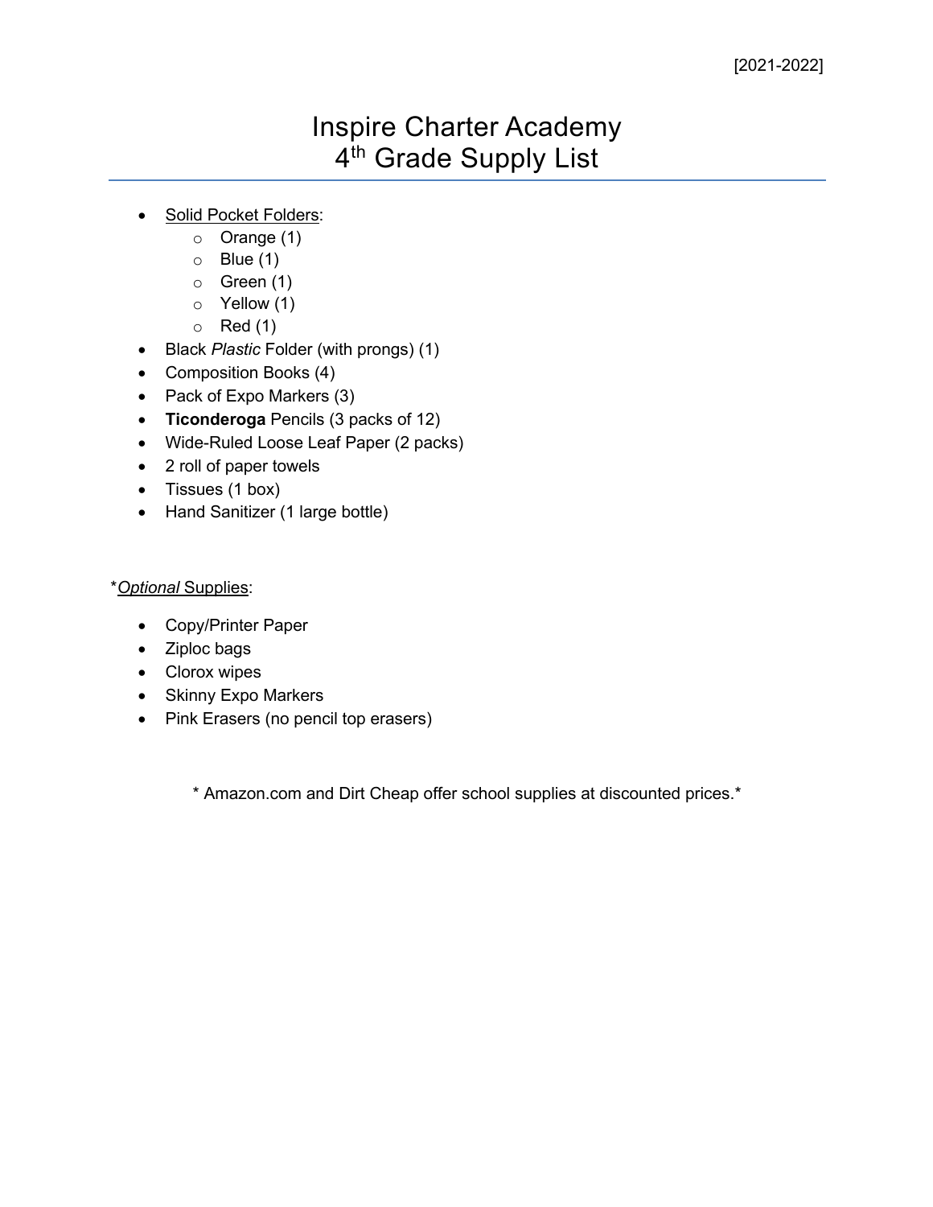[2021-2022]

# Inspire Charter Academy
# 4th Grade Supply List

- Solid Pocket Folders:
  - Orange (1)
  - Blue (1)
  - Green (1)
  - Yellow (1)
  - Red (1)
- Black *Plastic* Folder (with prongs) (1)
- Composition Books (4)
- Pack of Expo Markers (3)
- **Ticonderoga** Pencils (3 packs of 12)
- Wide-Ruled Loose Leaf Paper (2 packs)
- 2 roll of paper towels
- Tissues (1 box)
- Hand Sanitizer (1 large bottle)

*​*Optional* Supplies:

- Copy/Printer Paper
- Ziploc bags
- Clorox wipes
- Skinny Expo Markers
- Pink Erasers (no pencil top erasers)

* Amazon.com and Dirt Cheap offer school supplies at discounted prices.*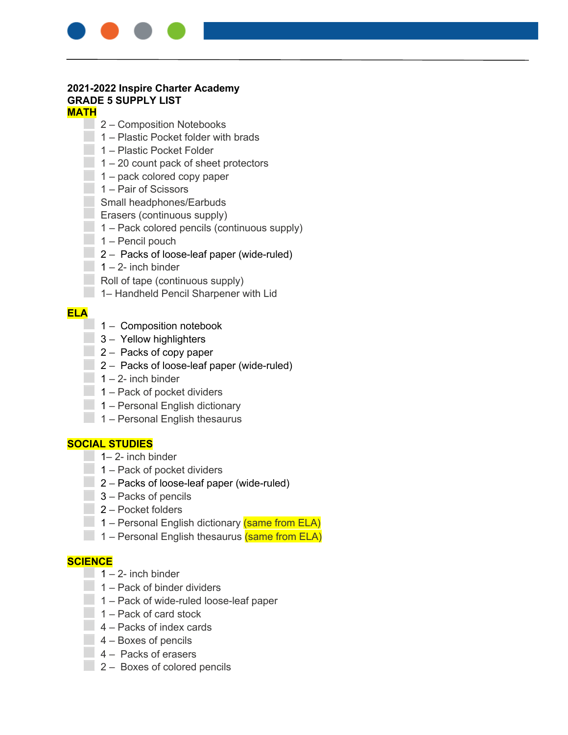**2021-2022 Inspire Charter Academy**
**GRADE 5 SUPPLY LIST**

## MATH

- 2 – Composition Notebooks
- 1 – Plastic Pocket folder with brads
- 1 – Plastic Pocket Folder
- 1 – 20 count pack of sheet protectors
- 1 – pack colored copy paper
- 1 – Pair of Scissors
- Small headphones/Earbuds
- Erasers (continuous supply)
- 1 – Pack colored pencils (continuous supply)
- 1 – Pencil pouch
- 2 – Packs of loose-leaf paper (wide-ruled)
- 1 – 2- inch binder
- Roll of tape (continuous supply)
- 1– Handheld Pencil Sharpener with Lid

## ELA

- 1 – Composition notebook
- 3 – Yellow highlighters
- 2 – Packs of copy paper
- 2 – Packs of loose-leaf paper (wide-ruled)
- 1 – 2- inch binder
- 1 – Pack of pocket dividers
- 1 – Personal English dictionary
- 1 – Personal English thesaurus

## SOCIAL STUDIES

- 1– 2- inch binder
- 1 – Pack of pocket dividers
- 2 – Packs of loose-leaf paper (wide-ruled)
- 3 – Packs of pencils
- 2 – Pocket folders
- 1 – Personal English dictionary (same from ELA)
- 1 – Personal English thesaurus (same from ELA)

## SCIENCE

- 1 – 2- inch binder
- 1 – Pack of binder dividers
- 1 – Pack of wide-ruled loose-leaf paper
- 1 – Pack of card stock
- 4 – Packs of index cards
- 4 – Boxes of pencils
- 4 – Packs of erasers
- 2 – Boxes of colored pencils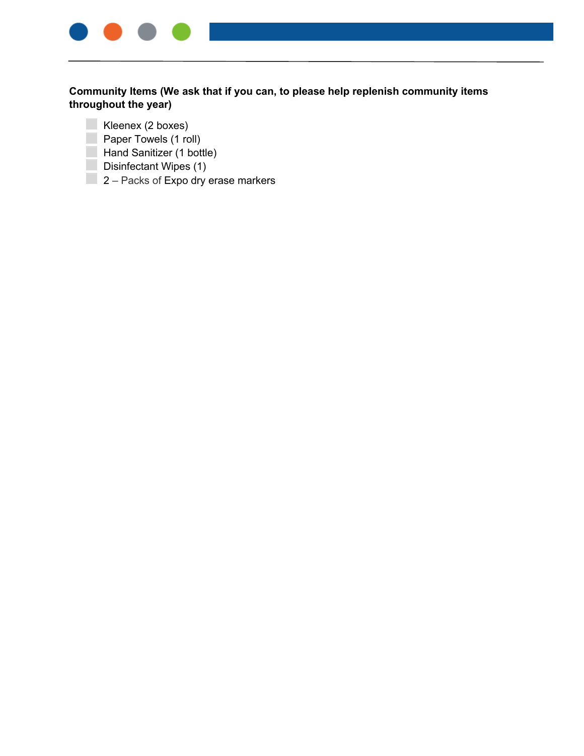**Community Items (We ask that if you can, to please help replenish community items throughout the year)**

- ☐ Kleenex (2 boxes)
- ☐ Paper Towels (1 roll)
- ☐ Hand Sanitizer (1 bottle)
- ☐ Disinfectant Wipes (1)
- ☐ 2 – Packs of Expo dry erase markers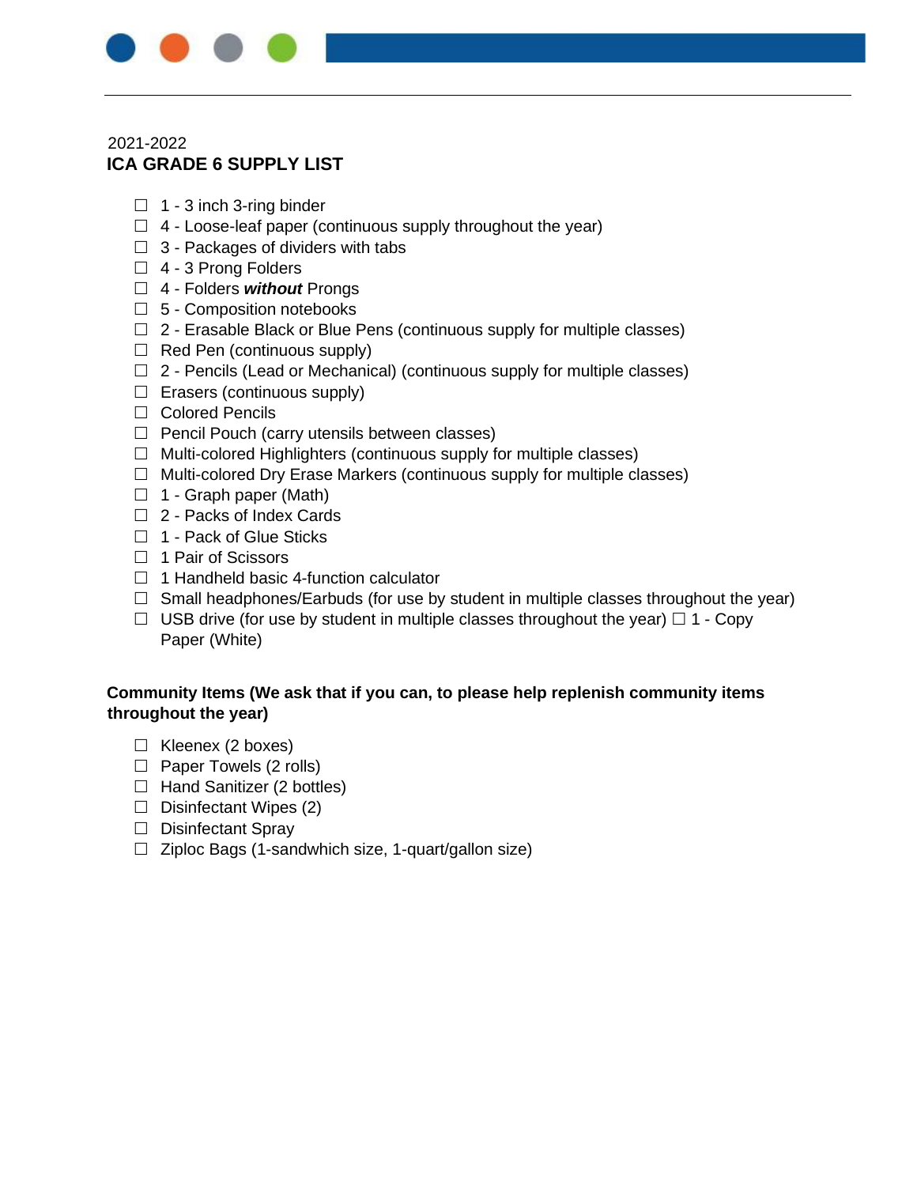2021-2022

**ICA GRADE 6 SUPPLY LIST**

- ☐ 1 - 3 inch 3-ring binder
- ☐ 4 - Loose-leaf paper (continuous supply throughout the year)
- ☐ 3 - Packages of dividers with tabs
- ☐ 4 - 3 Prong Folders
- ☐ 4 - Folders ***without*** Prongs
- ☐ 5 - Composition notebooks
- ☐ 2 - Erasable Black or Blue Pens (continuous supply for multiple classes)
- ☐ Red Pen (continuous supply)
- ☐ 2 - Pencils (Lead or Mechanical) (continuous supply for multiple classes)
- ☐ Erasers (continuous supply)
- ☐ Colored Pencils
- ☐ Pencil Pouch (carry utensils between classes)
- ☐ Multi-colored Highlighters (continuous supply for multiple classes)
- ☐ Multi-colored Dry Erase Markers (continuous supply for multiple classes)
- ☐ 1 - Graph paper (Math)
- ☐ 2 - Packs of Index Cards
- ☐ 1 - Pack of Glue Sticks
- ☐ 1 Pair of Scissors
- ☐ 1 Handheld basic 4-function calculator
- ☐ Small headphones/Earbuds (for use by student in multiple classes throughout the year)
- ☐ USB drive (for use by student in multiple classes throughout the year) ☐ 1 - Copy Paper (White)

**Community Items (We ask that if you can, to please help replenish community items throughout the year)**

- ☐ Kleenex (2 boxes)
- ☐ Paper Towels (2 rolls)
- ☐ Hand Sanitizer (2 bottles)
- ☐ Disinfectant Wipes (2)
- ☐ Disinfectant Spray
- ☐ Ziploc Bags (1-sandwhich size, 1-quart/gallon size)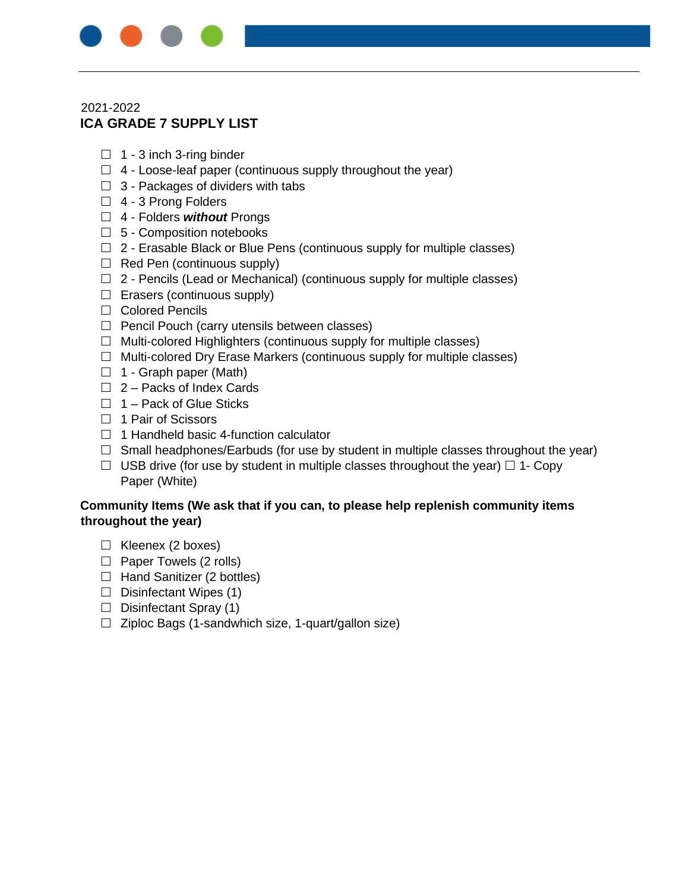2021-2022

## ICA GRADE 7 SUPPLY LIST

- ☐ 1 - 3 inch 3-ring binder
- ☐ 4 - Loose-leaf paper (continuous supply throughout the year)
- ☐ 3 - Packages of dividers with tabs
- ☐ 4 - 3 Prong Folders
- ☐ 4 - Folders ***without*** Prongs
- ☐ 5 - Composition notebooks
- ☐ 2 - Erasable Black or Blue Pens (continuous supply for multiple classes)
- ☐ Red Pen (continuous supply)
- ☐ 2 - Pencils (Lead or Mechanical) (continuous supply for multiple classes)
- ☐ Erasers (continuous supply)
- ☐ Colored Pencils
- ☐ Pencil Pouch (carry utensils between classes)
- ☐ Multi-colored Highlighters (continuous supply for multiple classes)
- ☐ Multi-colored Dry Erase Markers (continuous supply for multiple classes)
- ☐ 1 - Graph paper (Math)
- ☐ 2 – Packs of Index Cards
- ☐ 1 – Pack of Glue Sticks
- ☐ 1 Pair of Scissors
- ☐ 1 Handheld basic 4-function calculator
- ☐ Small headphones/Earbuds (for use by student in multiple classes throughout the year)
- ☐ USB drive (for use by student in multiple classes throughout the year) ☐ 1- Copy Paper (White)

**Community Items (We ask that if you can, to please help replenish community items throughout the year)**

- ☐ Kleenex (2 boxes)
- ☐ Paper Towels (2 rolls)
- ☐ Hand Sanitizer (2 bottles)
- ☐ Disinfectant Wipes (1)
- ☐ Disinfectant Spray (1)
- ☐ Ziploc Bags (1-sandwhich size, 1-quart/gallon size)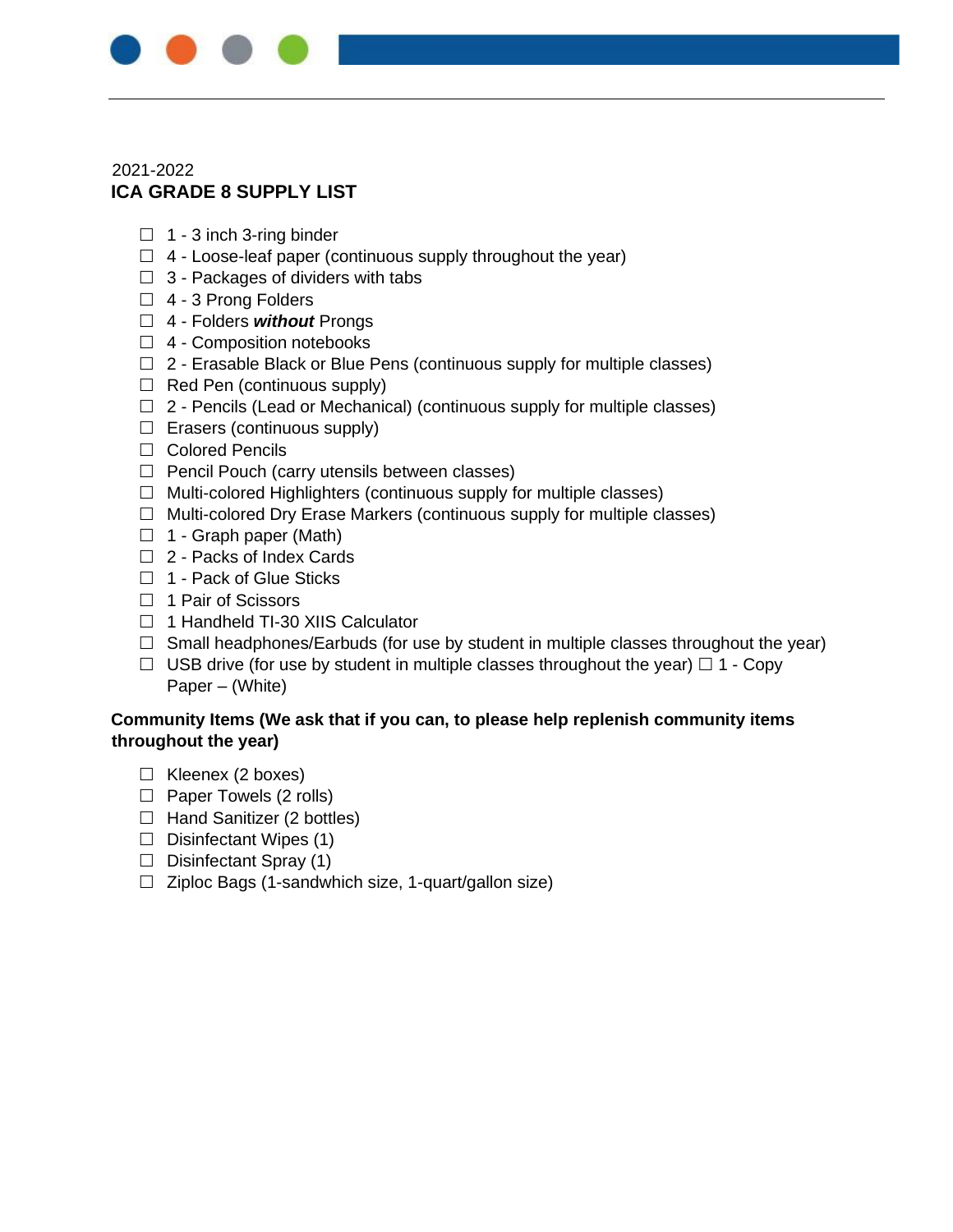2021-2022

**ICA GRADE 8 SUPPLY LIST**

- ☐ 1 - 3 inch 3-ring binder
- ☐ 4 - Loose-leaf paper (continuous supply throughout the year)
- ☐ 3 - Packages of dividers with tabs
- ☐ 4 - 3 Prong Folders
- ☐ 4 - Folders ***without*** Prongs
- ☐ 4 - Composition notebooks
- ☐ 2 - Erasable Black or Blue Pens (continuous supply for multiple classes)
- ☐ Red Pen (continuous supply)
- ☐ 2 - Pencils (Lead or Mechanical) (continuous supply for multiple classes)
- ☐ Erasers (continuous supply)
- ☐ Colored Pencils
- ☐ Pencil Pouch (carry utensils between classes)
- ☐ Multi-colored Highlighters (continuous supply for multiple classes)
- ☐ Multi-colored Dry Erase Markers (continuous supply for multiple classes)
- ☐ 1 - Graph paper (Math)
- ☐ 2 - Packs of Index Cards
- ☐ 1 - Pack of Glue Sticks
- ☐ 1 Pair of Scissors
- ☐ 1 Handheld TI-30 XIIS Calculator
- ☐ Small headphones/Earbuds (for use by student in multiple classes throughout the year)
- ☐ USB drive (for use by student in multiple classes throughout the year) ☐ 1 - Copy Paper – (White)

**Community Items (We ask that if you can, to please help replenish community items throughout the year)**

- ☐ Kleenex (2 boxes)
- ☐ Paper Towels (2 rolls)
- ☐ Hand Sanitizer (2 bottles)
- ☐ Disinfectant Wipes (1)
- ☐ Disinfectant Spray (1)
- ☐ Ziploc Bags (1-sandwhich size, 1-quart/gallon size)